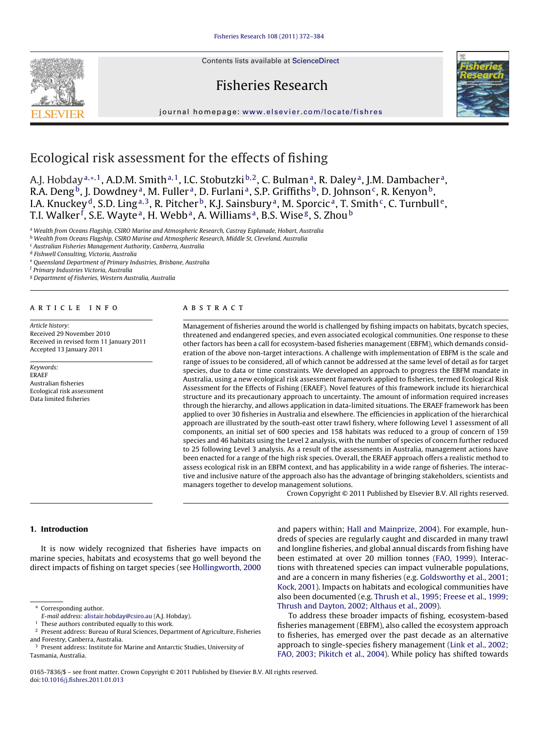# Ecological risk assessment for the effects of fishing

A.J. Hobday[a,*,1], A.D.M. Smith[a,1], I.C. Stobutzki[b,2], C. Bulman[a], R. Daley[a], J.M. Dambacher[a], R.A. Deng[b], J. Dowdney[a], M. Fuller[a], D. Furlani[a], S.P. Griffiths[b], D. Johnson[c], R. Kenyon[b], I.A. Knuckey[d], S.D. Ling[a,3], R. Pitcher[b], K.J. Sainsbury[a], M. Sporcic[a], T. Smith[c], C. Turnbull[e], T.I. Walker[f], S.E. Wayte[a], H. Webb[a], A. Williams[a], B.S. Wise[g], S. Zhou[b]

[a] Wealth from Oceans Flagship, CSIRO Marine and Atmospheric Research, Castray Esplanade, Hobart, Australia
[b] Wealth from Oceans Flagship, CSIRO Marine and Atmospheric Research, Middle St, Cleveland, Australia
[c] Australian Fisheries Management Authority, Canberra, Australia
[d] Fishwell Consulting, Victoria, Australia
[e] Queensland Department of Primary Industries, Brisbane, Australia
[f] Primary Industries Victoria, Australia
[g] Department of Fisheries, Western Australia, Australia

## ARTICLE INFO

*Article history:*
Received 29 November 2010
Received in revised form 11 January 2011
Accepted 13 January 2011

*Keywords:*
ERAEF
Australian fisheries
Ecological risk assessment
Data limited fisheries

## ABSTRACT

Management of fisheries around the world is challenged by fishing impacts on habitats, bycatch species, threatened and endangered species, and even associated ecological communities. One response to these other factors has been a call for ecosystem-based fisheries management (EBFM), which demands consideration of the above non-target interactions. A challenge with implementation of EBFM is the scale and range of issues to be considered, all of which cannot be addressed at the same level of detail as for target species, due to data or time constraints. We developed an approach to progress the EBFM mandate in Australia, using a new ecological risk assessment framework applied to fisheries, termed Ecological Risk Assessment for the Effects of Fishing (ERAEF). Novel features of this framework include its hierarchical structure and its precautionary approach to uncertainty. The amount of information required increases through the hierarchy, and allows application in data-limited situations. The ERAEF framework has been applied to over 30 fisheries in Australia and elsewhere. The efficiencies in application of the hierarchical approach are illustrated by the south-east otter trawl fishery, where following Level 1 assessment of all components, an initial set of 600 species and 158 habitats was reduced to a group of concern of 159 species and 46 habitats using the Level 2 analysis, with the number of species of concern further reduced to 25 following Level 3 analysis. As a result of the assessments in Australia, management actions have been enacted for a range of the high risk species. Overall, the ERAEF approach offers a realistic method to assess ecological risk in an EBFM context, and has applicability in a wide range of fisheries. The interactive and inclusive nature of the approach also has the advantage of bringing stakeholders, scientists and managers together to develop management solutions.

Crown Copyright © 2011 Published by Elsevier B.V. All rights reserved.

## 1. Introduction

It is now widely recognized that fisheries have impacts on marine species, habitats and ecosystems that go well beyond the direct impacts of fishing on target species (see Hollingworth, 2000 and papers within; Hall and Mainprize, 2004). For example, hundreds of species are regularly caught and discarded in many trawl and longline fisheries, and global annual discards from fishing have been estimated at over 20 million tonnes (FAO, 1999). Interactions with threatened species can impact vulnerable populations, and are a concern in many fisheries (e.g. Goldsworthy et al., 2001; Kock, 2001). Impacts on habitats and ecological communities have also been documented (e.g. Thrush et al., 1995; Freese et al., 1999; Thrush and Dayton, 2002; Althaus et al., 2009).

To address these broader impacts of fishing, ecosystem-based fisheries management (EBFM), also called the ecosystem approach to fisheries, has emerged over the past decade as an alternative approach to single-species fishery management (Link et al., 2002; FAO, 2003; Pikitch et al., 2004). While policy has shifted towards

---

\* Corresponding author.
E-mail address: alistair.hobday@csiro.au (A.J. Hobday).
[1] These authors contributed equally to this work.
[2] Present address: Bureau of Rural Sciences, Department of Agriculture, Fisheries and Forestry, Canberra, Australia.
[3] Present address: Institute for Marine and Antarctic Studies, University of Tasmania, Australia.

0165-7836/$ – see front matter. Crown Copyright © 2011 Published by Elsevier B.V. All rights reserved.
doi:10.1016/j.fishres.2011.01.013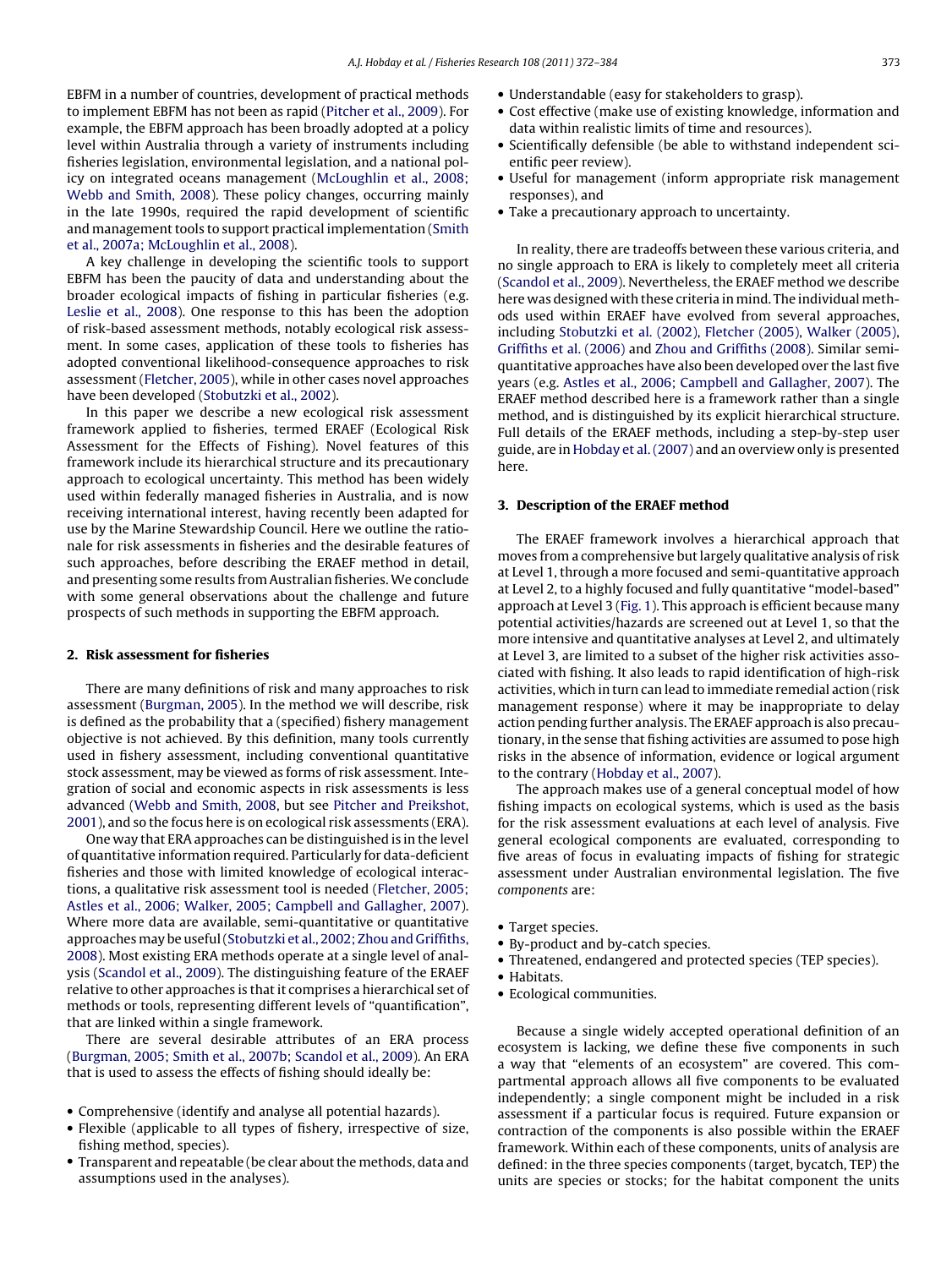EBFM in a number of countries, development of practical methods to implement EBFM has not been as rapid (Pitcher et al., 2009). For example, the EBFM approach has been broadly adopted at a policy level within Australia through a variety of instruments including fisheries legislation, environmental legislation, and a national policy on integrated oceans management (McLoughlin et al., 2008; Webb and Smith, 2008). These policy changes, occurring mainly in the late 1990s, required the rapid development of scientific and management tools to support practical implementation (Smith et al., 2007a; McLoughlin et al., 2008).

A key challenge in developing the scientific tools to support EBFM has been the paucity of data and understanding about the broader ecological impacts of fishing in particular fisheries (e.g. Leslie et al., 2008). One response to this has been the adoption of risk-based assessment methods, notably ecological risk assessment. In some cases, application of these tools to fisheries has adopted conventional likelihood-consequence approaches to risk assessment (Fletcher, 2005), while in other cases novel approaches have been developed (Stobutzki et al., 2002).

In this paper we describe a new ecological risk assessment framework applied to fisheries, termed ERAEF (Ecological Risk Assessment for the Effects of Fishing). Novel features of this framework include its hierarchical structure and its precautionary approach to ecological uncertainty. This method has been widely used within federally managed fisheries in Australia, and is now receiving international interest, having recently been adapted for use by the Marine Stewardship Council. Here we outline the rationale for risk assessments in fisheries and the desirable features of such approaches, before describing the ERAEF method in detail, and presenting some results from Australian fisheries. We conclude with some general observations about the challenge and future prospects of such methods in supporting the EBFM approach.

## 2. Risk assessment for fisheries

There are many definitions of risk and many approaches to risk assessment (Burgman, 2005). In the method we will describe, risk is defined as the probability that a (specified) fishery management objective is not achieved. By this definition, many tools currently used in fishery assessment, including conventional quantitative stock assessment, may be viewed as forms of risk assessment. Integration of social and economic aspects in risk assessments is less advanced (Webb and Smith, 2008, but see Pitcher and Preikshot, 2001), and so the focus here is on ecological risk assessments (ERA).

One way that ERA approaches can be distinguished is in the level of quantitative information required. Particularly for data-deficient fisheries and those with limited knowledge of ecological interactions, a qualitative risk assessment tool is needed (Fletcher, 2005; Astles et al., 2006; Walker, 2005; Campbell and Gallagher, 2007). Where more data are available, semi-quantitative or quantitative approaches may be useful (Stobutzki et al., 2002; Zhou and Griffiths, 2008). Most existing ERA methods operate at a single level of analysis (Scandol et al., 2009). The distinguishing feature of the ERAEF relative to other approaches is that it comprises a hierarchical set of methods or tools, representing different levels of "quantification", that are linked within a single framework.

There are several desirable attributes of an ERA process (Burgman, 2005; Smith et al., 2007b; Scandol et al., 2009). An ERA that is used to assess the effects of fishing should ideally be:

- Comprehensive (identify and analyse all potential hazards).
- Flexible (applicable to all types of fishery, irrespective of size, fishing method, species).
- Transparent and repeatable (be clear about the methods, data and assumptions used in the analyses).
- Understandable (easy for stakeholders to grasp).
- Cost effective (make use of existing knowledge, information and data within realistic limits of time and resources).
- Scientifically defensible (be able to withstand independent scientific peer review).
- Useful for management (inform appropriate risk management responses), and
- Take a precautionary approach to uncertainty.

In reality, there are tradeoffs between these various criteria, and no single approach to ERA is likely to completely meet all criteria (Scandol et al., 2009). Nevertheless, the ERAEF method we describe here was designed with these criteria in mind. The individual methods used within ERAEF have evolved from several approaches, including Stobutzki et al. (2002), Fletcher (2005), Walker (2005), Griffiths et al. (2006) and Zhou and Griffiths (2008). Similar semi-quantitative approaches have also been developed over the last five years (e.g. Astles et al., 2006; Campbell and Gallagher, 2007). The ERAEF method described here is a framework rather than a single method, and is distinguished by its explicit hierarchical structure. Full details of the ERAEF methods, including a step-by-step user guide, are in Hobday et al. (2007) and an overview only is presented here.

## 3. Description of the ERAEF method

The ERAEF framework involves a hierarchical approach that moves from a comprehensive but largely qualitative analysis of risk at Level 1, through a more focused and semi-quantitative approach at Level 2, to a highly focused and fully quantitative "model-based" approach at Level 3 (Fig. 1). This approach is efficient because many potential activities/hazards are screened out at Level 1, so that the more intensive and quantitative analyses at Level 2, and ultimately at Level 3, are limited to a subset of the higher risk activities associated with fishing. It also leads to rapid identification of high-risk activities, which in turn can lead to immediate remedial action (risk management response) where it may be inappropriate to delay action pending further analysis. The ERAEF approach is also precautionary, in the sense that fishing activities are assumed to pose high risks in the absence of information, evidence or logical argument to the contrary (Hobday et al., 2007).

The approach makes use of a general conceptual model of how fishing impacts on ecological systems, which is used as the basis for the risk assessment evaluations at each level of analysis. Five general ecological components are evaluated, corresponding to five areas of focus in evaluating impacts of fishing for strategic assessment under Australian environmental legislation. The five *components* are:

- Target species.
- By-product and by-catch species.
- Threatened, endangered and protected species (TEP species).
- Habitats.
- Ecological communities.

Because a single widely accepted operational definition of an ecosystem is lacking, we define these five components in such a way that "elements of an ecosystem" are covered. This compartmental approach allows all five components to be evaluated independently; a single component might be included in a risk assessment if a particular focus is required. Future expansion or contraction of the components is also possible within the ERAEF framework. Within each of these components, units of analysis are defined: in the three species components (target, bycatch, TEP) the units are species or stocks; for the habitat component the units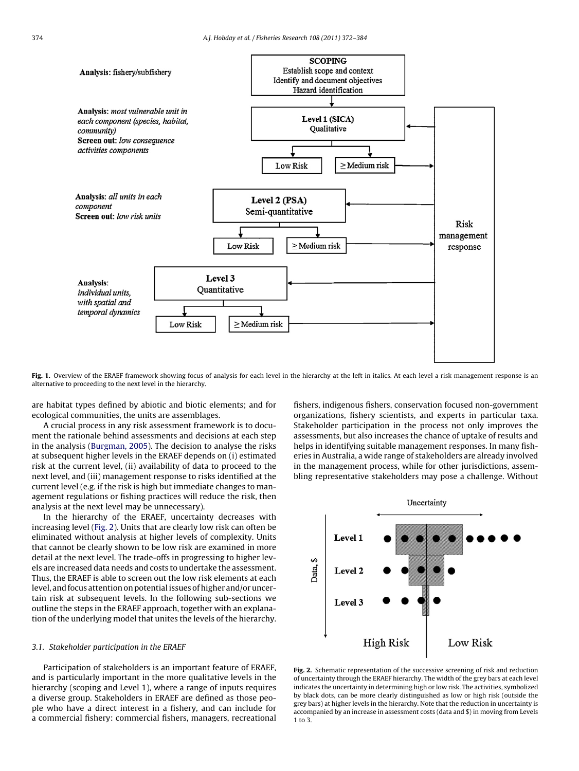Analysis: fishery/subfishery

**SCOPING**
Establish scope and context
Identify and document objectives
Hazard identification

Analysis: *most vulnerable unit in each component (species, habitat, community)*
Screen out: *low consequence activities components*

**Level 1 (SICA)**
Qualitative

Low Risk | ≥ Medium risk

Analysis: *all units in each component*
Screen out: *low risk units*

**Level 2 (PSA)**
Semi-quantitative

Low Risk | ≥ Medium risk

Analysis: *individual units, with spatial and temporal dynamics*

**Level 3**
Quantitative

Low Risk | ≥ Medium risk

Risk management response

**Fig. 1.** Overview of the ERAEF framework showing focus of analysis for each level in the hierarchy at the left in italics. At each level a risk management response is an alternative to proceeding to the next level in the hierarchy.

are habitat types defined by abiotic and biotic elements; and for ecological communities, the units are assemblages.

A crucial process in any risk assessment framework is to document the rationale behind assessments and decisions at each step in the analysis (Burgman, 2005). The decision to analyse the risks at subsequent higher levels in the ERAEF depends on (i) estimated risk at the current level, (ii) availability of data to proceed to the next level, and (iii) management response to risks identified at the current level (e.g. if the risk is high but immediate changes to management regulations or fishing practices will reduce the risk, then analysis at the next level may be unnecessary).

In the hierarchy of the ERAEF, uncertainty decreases with increasing level (Fig. 2). Units that are clearly low risk can often be eliminated without analysis at higher levels of complexity. Units that cannot be clearly shown to be low risk are examined in more detail at the next level. The trade-offs in progressing to higher levels are increased data needs and costs to undertake the assessment. Thus, the ERAEF is able to screen out the low risk elements at each level, and focus attention on potential issues of higher and/or uncertain risk at subsequent levels. In the following sub-sections we outline the steps in the ERAEF approach, together with an explanation of the underlying model that unites the levels of the hierarchy.

### 3.1. Stakeholder participation in the ERAEF

Participation of stakeholders is an important feature of ERAEF, and is particularly important in the more qualitative levels in the hierarchy (scoping and Level 1), where a range of inputs requires a diverse group. Stakeholders in ERAEF are defined as those people who have a direct interest in a fishery, and can include for a commercial fishery: commercial fishers, managers, recreational fishers, indigenous fishers, conservation focused non-government organizations, fishery scientists, and experts in particular taxa. Stakeholder participation in the process not only improves the assessments, but also increases the chance of uptake of results and helps in identifying suitable management responses. In many fisheries in Australia, a wide range of stakeholders are already involved in the management process, while for other jurisdictions, assembling representative stakeholders may pose a challenge. Without

Uncertainty

Data, $

Level 1

Level 2

Level 3

High Risk | Low Risk

**Fig. 2.** Schematic representation of the successive screening of risk and reduction of uncertainty through the ERAEF hierarchy. The width of the grey bars at each level indicates the uncertainty in determining high or low risk. The activities, symbolized by black dots, can be more clearly distinguished as low or high risk (outside the grey bars) at higher levels in the hierarchy. Note that the reduction in uncertainty is accompanied by an increase in assessment costs (data and $) in moving from Levels 1 to 3.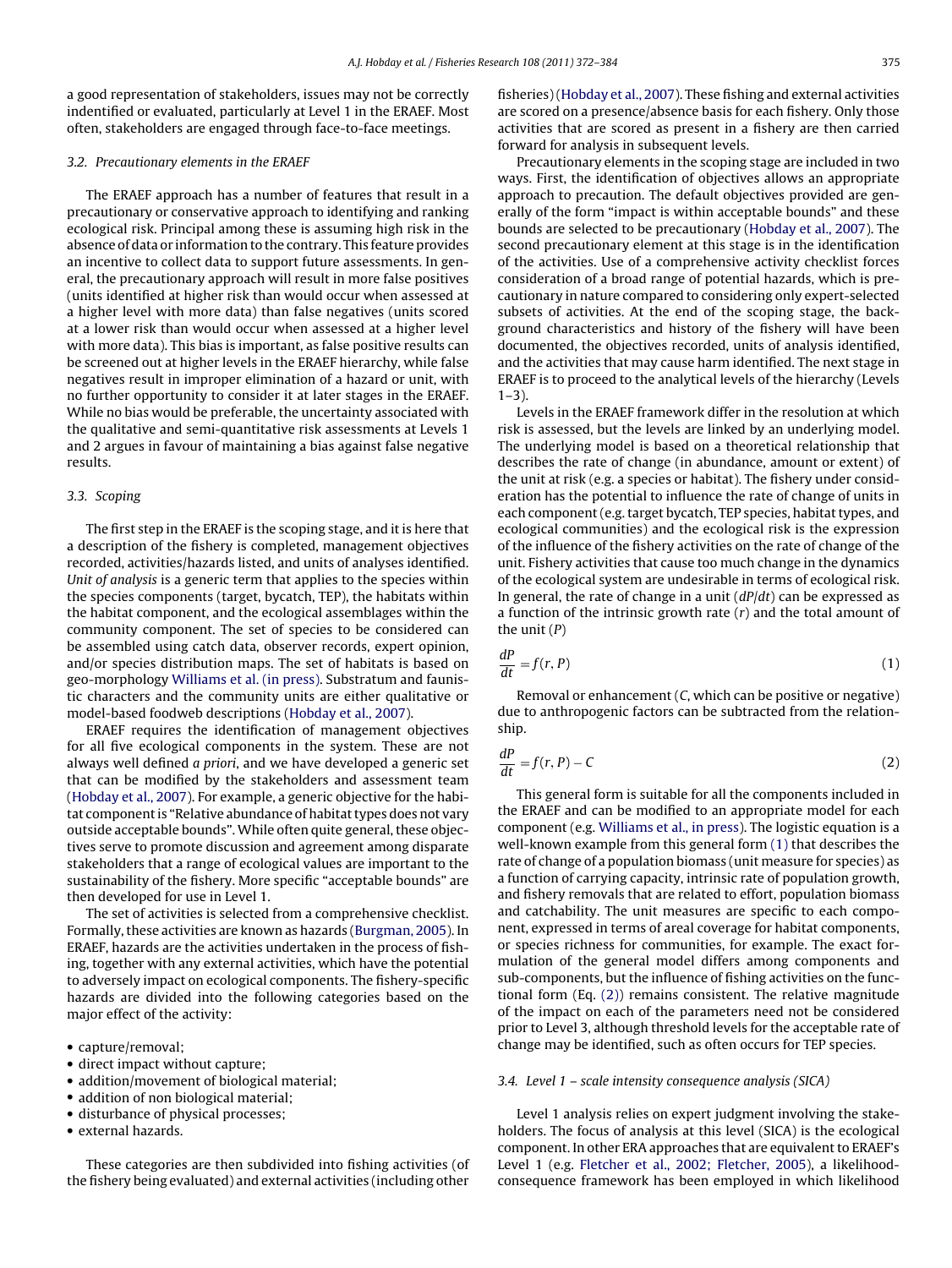a good representation of stakeholders, issues may not be correctly indentified or evaluated, particularly at Level 1 in the ERAEF. Most often, stakeholders are engaged through face-to-face meetings.

### 3.2. Precautionary elements in the ERAEF

The ERAEF approach has a number of features that result in a precautionary or conservative approach to identifying and ranking ecological risk. Principal among these is assuming high risk in the absence of data or information to the contrary. This feature provides an incentive to collect data to support future assessments. In general, the precautionary approach will result in more false positives (units identified at higher risk than would occur when assessed at a higher level with more data) than false negatives (units scored at a lower risk than would occur when assessed at a higher level with more data). This bias is important, as false positive results can be screened out at higher levels in the ERAEF hierarchy, while false negatives result in improper elimination of a hazard or unit, with no further opportunity to consider it at later stages in the ERAEF. While no bias would be preferable, the uncertainty associated with the qualitative and semi-quantitative risk assessments at Levels 1 and 2 argues in favour of maintaining a bias against false negative results.

### 3.3. Scoping

The first step in the ERAEF is the scoping stage, and it is here that a description of the fishery is completed, management objectives recorded, activities/hazards listed, and units of analyses identified. *Unit of analysis* is a generic term that applies to the species within the species components (target, bycatch, TEP), the habitats within the habitat component, and the ecological assemblages within the community component. The set of species to be considered can be assembled using catch data, observer records, expert opinion, and/or species distribution maps. The set of habitats is based on geo-morphology Williams et al. (in press). Substratum and faunistic characters and the community units are either qualitative or model-based foodweb descriptions (Hobday et al., 2007).

ERAEF requires the identification of management objectives for all five ecological components in the system. These are not always well defined *a priori*, and we have developed a generic set that can be modified by the stakeholders and assessment team (Hobday et al., 2007). For example, a generic objective for the habitat component is "Relative abundance of habitat types does not vary outside acceptable bounds". While often quite general, these objectives serve to promote discussion and agreement among disparate stakeholders that a range of ecological values are important to the sustainability of the fishery. More specific "acceptable bounds" are then developed for use in Level 1.

The set of activities is selected from a comprehensive checklist. Formally, these activities are known as hazards (Burgman, 2005). In ERAEF, hazards are the activities undertaken in the process of fishing, together with any external activities, which have the potential to adversely impact on ecological components. The fishery-specific hazards are divided into the following categories based on the major effect of the activity:

- capture/removal;
- direct impact without capture;
- addition/movement of biological material;
- addition of non biological material;
- disturbance of physical processes;
- external hazards.

These categories are then subdivided into fishing activities (of the fishery being evaluated) and external activities (including other fisheries) (Hobday et al., 2007). These fishing and external activities are scored on a presence/absence basis for each fishery. Only those activities that are scored as present in a fishery are then carried forward for analysis in subsequent levels.

Precautionary elements in the scoping stage are included in two ways. First, the identification of objectives allows an appropriate approach to precaution. The default objectives provided are generally of the form "impact is within acceptable bounds" and these bounds are selected to be precautionary (Hobday et al., 2007). The second precautionary element at this stage is in the identification of the activities. Use of a comprehensive activity checklist forces consideration of a broad range of potential hazards, which is precautionary in nature compared to considering only expert-selected subsets of activities. At the end of the scoping stage, the background characteristics and history of the fishery will have been documented, the objectives recorded, units of analysis identified, and the activities that may cause harm identified. The next stage in ERAEF is to proceed to the analytical levels of the hierarchy (Levels 1–3).

Levels in the ERAEF framework differ in the resolution at which risk is assessed, but the levels are linked by an underlying model. The underlying model is based on a theoretical relationship that describes the rate of change (in abundance, amount or extent) of the unit at risk (e.g. a species or habitat). The fishery under consideration has the potential to influence the rate of change of units in each component (e.g. target bycatch, TEP species, habitat types, and ecological communities) and the ecological risk is the expression of the influence of the fishery activities on the rate of change of the unit. Fishery activities that cause too much change in the dynamics of the ecological system are undesirable in terms of ecological risk. In general, the rate of change in a unit ($dP/dt$) can be expressed as a function of the intrinsic growth rate ($r$) and the total amount of the unit ($P$)

$$\frac{dP}{dt} = f(r, P) \tag{1}$$

Removal or enhancement ($C$, which can be positive or negative) due to anthropogenic factors can be subtracted from the relationship.

$$\frac{dP}{dt} = f(r, P) - C \tag{2}$$

This general form is suitable for all the components included in the ERAEF and can be modified to an appropriate model for each component (e.g. Williams et al., in press). The logistic equation is a well-known example from this general form (1) that describes the rate of change of a population biomass (unit measure for species) as a function of carrying capacity, intrinsic rate of population growth, and fishery removals that are related to effort, population biomass and catchability. The unit measures are specific to each component, expressed in terms of areal coverage for habitat components, or species richness for communities, for example. The exact formulation of the general model differs among components and sub-components, but the influence of fishing activities on the functional form (Eq. (2)) remains consistent. The relative magnitude of the impact on each of the parameters need not be considered prior to Level 3, although threshold levels for the acceptable rate of change may be identified, such as often occurs for TEP species.

### 3.4. Level 1 – scale intensity consequence analysis (SICA)

Level 1 analysis relies on expert judgment involving the stakeholders. The focus of analysis at this level (SICA) is the ecological component. In other ERA approaches that are equivalent to ERAEF's Level 1 (e.g. Fletcher et al., 2002; Fletcher, 2005), a likelihood-consequence framework has been employed in which likelihood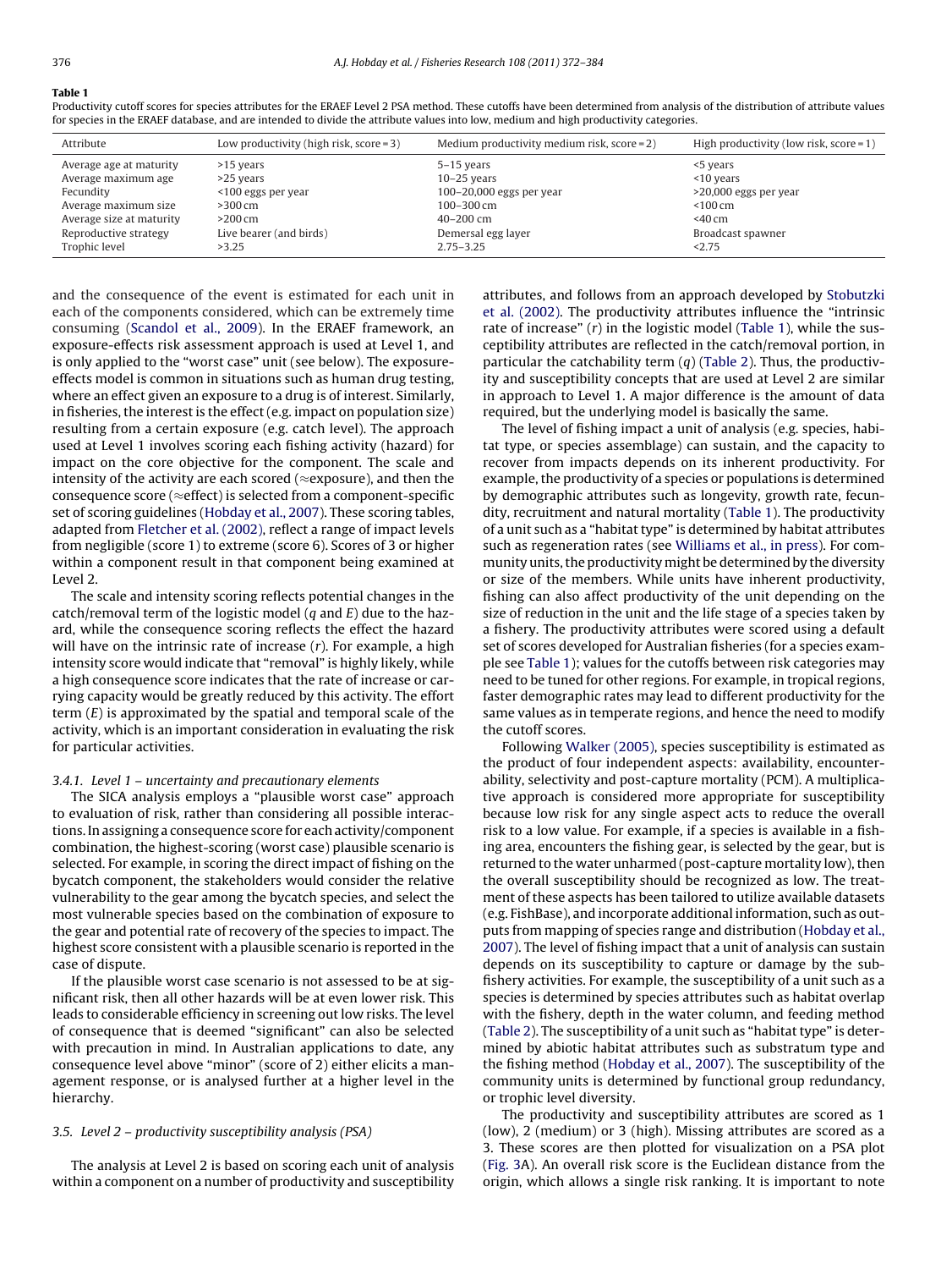**Table 1**
Productivity cutoff scores for species attributes for the ERAEF Level 2 PSA method. These cutoffs have been determined from analysis of the distribution of attribute values for species in the ERAEF database, and are intended to divide the attribute values into low, medium and high productivity categories.

| Attribute | Low productivity (high risk, score = 3) | Medium productivity medium risk, score = 2) | High productivity (low risk, score = 1) |
|---|---|---|---|
| Average age at maturity | >15 years | 5–15 years | <5 years |
| Average maximum age | >25 years | 10–25 years | <10 years |
| Fecundity | <100 eggs per year | 100–20,000 eggs per year | >20,000 eggs per year |
| Average maximum size | >300 cm | 100–300 cm | <100 cm |
| Average size at maturity | >200 cm | 40–200 cm | <40 cm |
| Reproductive strategy | Live bearer (and birds) | Demersal egg layer | Broadcast spawner |
| Trophic level | >3.25 | 2.75–3.25 | <2.75 |

and the consequence of the event is estimated for each unit in each of the components considered, which can be extremely time consuming (Scandol et al., 2009). In the ERAEF framework, an exposure-effects risk assessment approach is used at Level 1, and is only applied to the "worst case" unit (see below). The exposure-effects model is common in situations such as human drug testing, where an effect given an exposure to a drug is of interest. Similarly, in fisheries, the interest is the effect (e.g. impact on population size) resulting from a certain exposure (e.g. catch level). The approach used at Level 1 involves scoring each fishing activity (hazard) for impact on the core objective for the component. The scale and intensity of the activity are each scored (≈exposure), and then the consequence score (≈effect) is selected from a component-specific set of scoring guidelines (Hobday et al., 2007). These scoring tables, adapted from Fletcher et al. (2002), reflect a range of impact levels from negligible (score 1) to extreme (score 6). Scores of 3 or higher within a component result in that component being examined at Level 2.

The scale and intensity scoring reflects potential changes in the catch/removal term of the logistic model ($q$ and $E$) due to the hazard, while the consequence scoring reflects the effect the hazard will have on the intrinsic rate of increase ($r$). For example, a high intensity score would indicate that "removal" is highly likely, while a high consequence score indicates that the rate of increase or carrying capacity would be greatly reduced by this activity. The effort term ($E$) is approximated by the spatial and temporal scale of the activity, which is an important consideration in evaluating the risk for particular activities.

### 3.4.1. Level 1 – uncertainty and precautionary elements

The SICA analysis employs a "plausible worst case" approach to evaluation of risk, rather than considering all possible interactions. In assigning a consequence score for each activity/component combination, the highest-scoring (worst case) plausible scenario is selected. For example, in scoring the direct impact of fishing on the bycatch component, the stakeholders would consider the relative vulnerability to the gear among the bycatch species, and select the most vulnerable species based on the combination of exposure to the gear and potential rate of recovery of the species to impact. The highest score consistent with a plausible scenario is reported in the case of dispute.

If the plausible worst case scenario is not assessed to be at significant risk, then all other hazards will be at even lower risk. This leads to considerable efficiency in screening out low risks. The level of consequence that is deemed "significant" can also be selected with precaution in mind. In Australian applications to date, any consequence level above "minor" (score of 2) either elicits a management response, or is analysed further at a higher level in the hierarchy.

## 3.5. Level 2 – productivity susceptibility analysis (PSA)

The analysis at Level 2 is based on scoring each unit of analysis within a component on a number of productivity and susceptibility attributes, and follows from an approach developed by Stobutzki et al. (2002). The productivity attributes influence the "intrinsic rate of increase" ($r$) in the logistic model (Table 1), while the susceptibility attributes are reflected in the catch/removal portion, in particular the catchability term ($q$) (Table 2). Thus, the productivity and susceptibility concepts that are used at Level 2 are similar in approach to Level 1. A major difference is the amount of data required, but the underlying model is basically the same.

The level of fishing impact a unit of analysis (e.g. species, habitat type, or species assemblage) can sustain, and the capacity to recover from impacts depends on its inherent productivity. For example, the productivity of a species or populations is determined by demographic attributes such as longevity, growth rate, fecundity, recruitment and natural mortality (Table 1). The productivity of a unit such as a "habitat type" is determined by habitat attributes such as regeneration rates (see Williams et al., in press). For community units, the productivity might be determined by the diversity or size of the members. While units have inherent productivity, fishing can also affect productivity of the unit depending on the size of reduction in the unit and the life stage of a species taken by a fishery. The productivity attributes were scored using a default set of scores developed for Australian fisheries (for a species example see Table 1); values for the cutoffs between risk categories may need to be tuned for other regions. For example, in tropical regions, faster demographic rates may lead to different productivity for the same values as in temperate regions, and hence the need to modify the cutoff scores.

Following Walker (2005), species susceptibility is estimated as the product of four independent aspects: availability, encounterability, selectivity and post-capture mortality (PCM). A multiplicative approach is considered more appropriate for susceptibility because low risk for any single aspect acts to reduce the overall risk to a low value. For example, if a species is available in a fishing area, encounters the fishing gear, is selected by the gear, but is returned to the water unharmed (post-capture mortality low), then the overall susceptibility should be recognized as low. The treatment of these aspects has been tailored to utilize available datasets (e.g. FishBase), and incorporate additional information, such as outputs from mapping of species range and distribution (Hobday et al., 2007). The level of fishing impact that a unit of analysis can sustain depends on its susceptibility to capture or damage by the sub-fishery activities. For example, the susceptibility of a unit such as a species is determined by species attributes such as habitat overlap with the fishery, depth in the water column, and feeding method (Table 2). The susceptibility of a unit such as "habitat type" is determined by abiotic habitat attributes such as substratum type and the fishing method (Hobday et al., 2007). The susceptibility of the community units is determined by functional group redundancy, or trophic level diversity.

The productivity and susceptibility attributes are scored as 1 (low), 2 (medium) or 3 (high). Missing attributes are scored as a 3. These scores are then plotted for visualization on a PSA plot (Fig. 3A). An overall risk score is the Euclidean distance from the origin, which allows a single risk ranking. It is important to note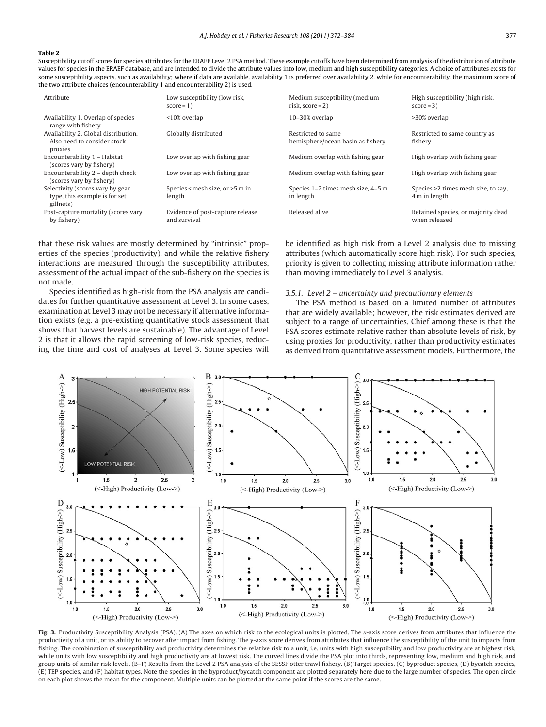**Table 2**

Susceptibility cutoff scores for species attributes for the ERAEF Level 2 PSA method. These example cutoffs have been determined from analysis of the distribution of attribute values for species in the ERAEF database, and are intended to divide the attribute values into low, medium and high susceptibility categories. A choice of attributes exists for some susceptibility aspects, such as availability; where if data are available, availability 1 is preferred over availability 2, while for encounterability, the maximum score of the two attribute choices (encounterability 1 and encounterability 2) is used.

| Attribute | Low susceptibility (low risk, score = 1) | Medium susceptibility (medium risk, score = 2) | High susceptibility (high risk, score = 3) |
|---|---|---|---|
| Availability 1. Overlap of species range with fishery | <10% overlap | 10–30% overlap | >30% overlap |
| Availability 2. Global distribution. Also need to consider stock proxies | Globally distributed | Restricted to same hemisphere/ocean basin as fishery | Restricted to same country as fishery |
| Encounterability 1 – Habitat (scores vary by fishery) | Low overlap with fishing gear | Medium overlap with fishing gear | High overlap with fishing gear |
| Encounterability 2 – depth check (scores vary by fishery) | Low overlap with fishing gear | Medium overlap with fishing gear | High overlap with fishing gear |
| Selectivity (scores vary by gear type, this example is for set gillnets) | Species < mesh size, or >5 m in length | Species 1–2 times mesh size, 4–5 m in length | Species >2 times mesh size, to say, 4 m in length |
| Post-capture mortality (scores vary by fishery) | Evidence of post-capture release and survival | Released alive | Retained species, or majority dead when released |

that these risk values are mostly determined by "intrinsic" properties of the species (productivity), and while the relative fishery interactions are measured through the susceptibility attributes, assessment of the actual impact of the sub-fishery on the species is not made.

Species identified as high-risk from the PSA analysis are candidates for further quantitative assessment at Level 3. In some cases, examination at Level 3 may not be necessary if alternative information exists (e.g. a pre-existing quantitative stock assessment that shows that harvest levels are sustainable). The advantage of Level 2 is that it allows the rapid screening of low-risk species, reducing the time and cost of analyses at Level 3. Some species will be identified as high risk from a Level 2 analysis due to missing attributes (which automatically score high risk). For such species, priority is given to collecting missing attribute information rather than moving immediately to Level 3 analysis.

### 3.5.1. Level 2 – uncertainty and precautionary elements

The PSA method is based on a limited number of attributes that are widely available; however, the risk estimates derived are subject to a range of uncertainties. Chief among these is that the PSA scores estimate relative rather than absolute levels of risk, by using proxies for productivity, rather than productivity estimates as derived from quantitative assessment models. Furthermore, the

**Fig. 3.** Productivity Susceptibility Analysis (PSA). (A) The axes on which risk to the ecological units is plotted. The x-axis score derives from attributes that influence the productivity of a unit, or its ability to recover after impact from fishing. The y-axis score derives from attributes that influence the susceptibility of the unit to impacts from fishing. The combination of susceptibility and productivity determines the relative risk to a unit, i.e. units with high susceptibility and low productivity are at highest risk, while units with low susceptibility and high productivity are at lowest risk. The curved lines divide the PSA plot into thirds, representing low, medium and high risk, and group units of similar risk levels. (B–F) Results from the Level 2 PSA analysis of the SESSF otter trawl fishery. (B) Target species, (C) byproduct species, (D) bycatch species, (E) TEP species, and (F) habitat types. Note the species in the byproduct/bycatch component are plotted separately here due to the large number of species. The open circle on each plot shows the mean for the component. Multiple units can be plotted at the same point if the scores are the same.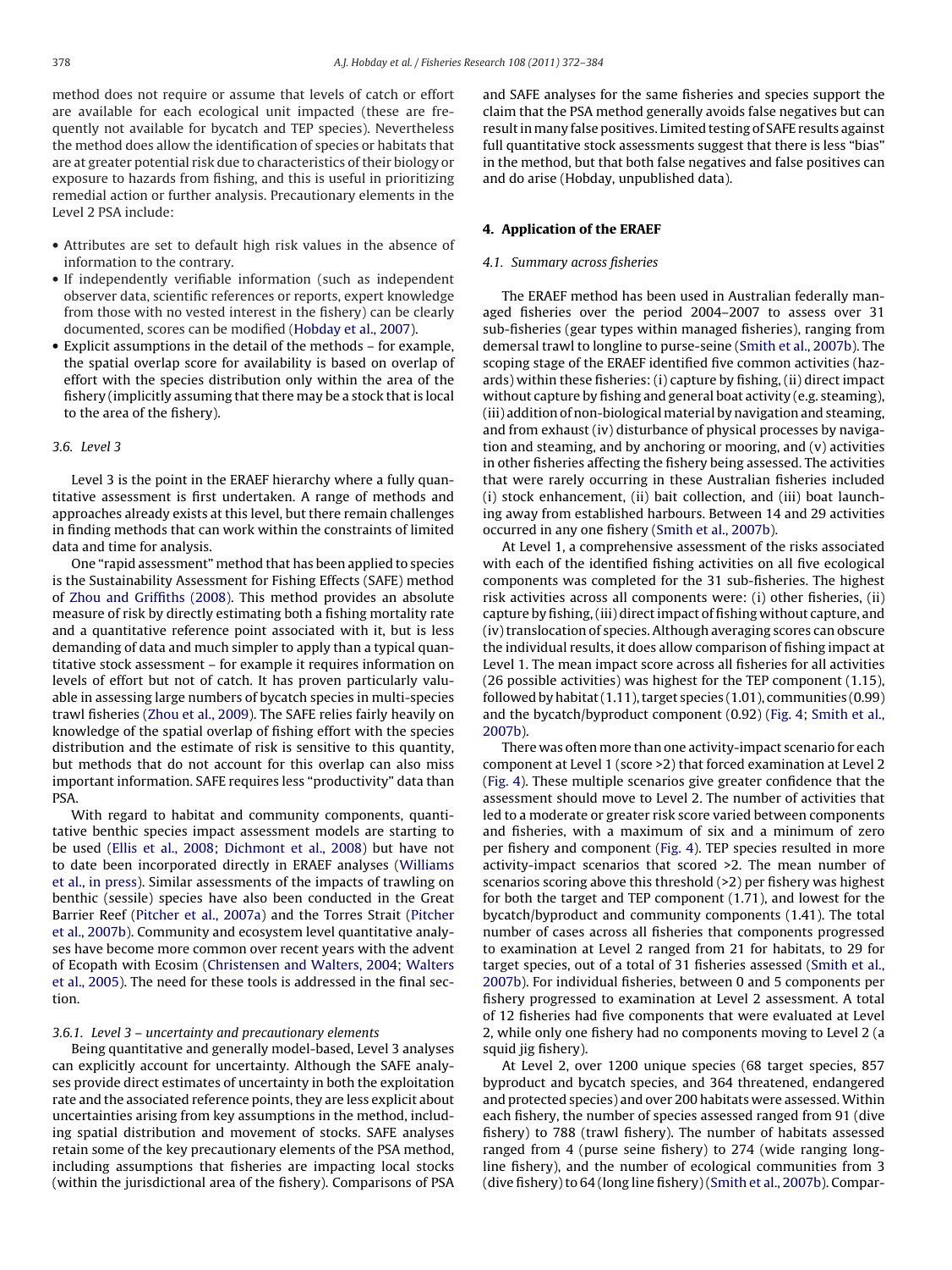method does not require or assume that levels of catch or effort are available for each ecological unit impacted (these are frequently not available for bycatch and TEP species). Nevertheless the method does allow the identification of species or habitats that are at greater potential risk due to characteristics of their biology or exposure to hazards from fishing, and this is useful in prioritizing remedial action or further analysis. Precautionary elements in the Level 2 PSA include:

- Attributes are set to default high risk values in the absence of information to the contrary.
- If independently verifiable information (such as independent observer data, scientific references or reports, expert knowledge from those with no vested interest in the fishery) can be clearly documented, scores can be modified (Hobday et al., 2007).
- Explicit assumptions in the detail of the methods – for example, the spatial overlap score for availability is based on overlap of effort with the species distribution only within the area of the fishery (implicitly assuming that there may be a stock that is local to the area of the fishery).

### 3.6. Level 3

Level 3 is the point in the ERAEF hierarchy where a fully quantitative assessment is first undertaken. A range of methods and approaches already exists at this level, but there remain challenges in finding methods that can work within the constraints of limited data and time for analysis.

One "rapid assessment" method that has been applied to species is the Sustainability Assessment for Fishing Effects (SAFE) method of Zhou and Griffiths (2008). This method provides an absolute measure of risk by directly estimating both a fishing mortality rate and a quantitative reference point associated with it, but is less demanding of data and much simpler to apply than a typical quantitative stock assessment – for example it requires information on levels of effort but not of catch. It has proven particularly valuable in assessing large numbers of bycatch species in multi-species trawl fisheries (Zhou et al., 2009). The SAFE relies fairly heavily on knowledge of the spatial overlap of fishing effort with the species distribution and the estimate of risk is sensitive to this quantity, but methods that do not account for this overlap can also miss important information. SAFE requires less "productivity" data than PSA.

With regard to habitat and community components, quantitative benthic species impact assessment models are starting to be used (Ellis et al., 2008; Dichmont et al., 2008) but have not to date been incorporated directly in ERAEF analyses (Williams et al., in press). Similar assessments of the impacts of trawling on benthic (sessile) species have also been conducted in the Great Barrier Reef (Pitcher et al., 2007a) and the Torres Strait (Pitcher et al., 2007b). Community and ecosystem level quantitative analyses have become more common over recent years with the advent of Ecopath with Ecosim (Christensen and Walters, 2004; Walters et al., 2005). The need for these tools is addressed in the final section.

#### 3.6.1. Level 3 – uncertainty and precautionary elements

Being quantitative and generally model-based, Level 3 analyses can explicitly account for uncertainty. Although the SAFE analyses provide direct estimates of uncertainty in both the exploitation rate and the associated reference points, they are less explicit about uncertainties arising from key assumptions in the method, including spatial distribution and movement of stocks. SAFE analyses retain some of the key precautionary elements of the PSA method, including assumptions that fisheries are impacting local stocks (within the jurisdictional area of the fishery). Comparisons of PSA and SAFE analyses for the same fisheries and species support the claim that the PSA method generally avoids false negatives but can result in many false positives. Limited testing of SAFE results against full quantitative stock assessments suggest that there is less "bias" in the method, but that both false negatives and false positives can and do arise (Hobday, unpublished data).

## 4. Application of the ERAEF

### 4.1. Summary across fisheries

The ERAEF method has been used in Australian federally managed fisheries over the period 2004–2007 to assess over 31 sub-fisheries (gear types within managed fisheries), ranging from demersal trawl to longline to purse-seine (Smith et al., 2007b). The scoping stage of the ERAEF identified five common activities (hazards) within these fisheries: (i) capture by fishing, (ii) direct impact without capture by fishing and general boat activity (e.g. steaming), (iii) addition of non-biological material by navigation and steaming, and from exhaust (iv) disturbance of physical processes by navigation and steaming, and by anchoring or mooring, and (v) activities in other fisheries affecting the fishery being assessed. The activities that were rarely occurring in these Australian fisheries included (i) stock enhancement, (ii) bait collection, and (iii) boat launching away from established harbours. Between 14 and 29 activities occurred in any one fishery (Smith et al., 2007b).

At Level 1, a comprehensive assessment of the risks associated with each of the identified fishing activities on all five ecological components was completed for the 31 sub-fisheries. The highest risk activities across all components were: (i) other fisheries, (ii) capture by fishing, (iii) direct impact of fishing without capture, and (iv) translocation of species. Although averaging scores can obscure the individual results, it does allow comparison of fishing impact at Level 1. The mean impact score across all fisheries for all activities (26 possible activities) was highest for the TEP component (1.15), followed by habitat (1.11), target species (1.01), communities (0.99) and the bycatch/byproduct component (0.92) (Fig. 4; Smith et al., 2007b).

There was often more than one activity-impact scenario for each component at Level 1 (score >2) that forced examination at Level 2 (Fig. 4). These multiple scenarios give greater confidence that the assessment should move to Level 2. The number of activities that led to a moderate or greater risk score varied between components and fisheries, with a maximum of six and a minimum of zero per fishery and component (Fig. 4). TEP species resulted in more activity-impact scenarios that scored >2. The mean number of scenarios scoring above this threshold (>2) per fishery was highest for both the target and TEP component (1.71), and lowest for the bycatch/byproduct and community components (1.41). The total number of cases across all fisheries that components progressed to examination at Level 2 ranged from 21 for habitats, to 29 for target species, out of a total of 31 fisheries assessed (Smith et al., 2007b). For individual fisheries, between 0 and 5 components per fishery progressed to examination at Level 2 assessment. A total of 12 fisheries had five components that were evaluated at Level 2, while only one fishery had no components moving to Level 2 (a squid jig fishery).

At Level 2, over 1200 unique species (68 target species, 857 byproduct and bycatch species, and 364 threatened, endangered and protected species) and over 200 habitats were assessed. Within each fishery, the number of species assessed ranged from 91 (dive fishery) to 788 (trawl fishery). The number of habitats assessed ranged from 4 (purse seine fishery) to 274 (wide ranging longline fishery), and the number of ecological communities from 3 (dive fishery) to 64 (long line fishery) (Smith et al., 2007b). Compar-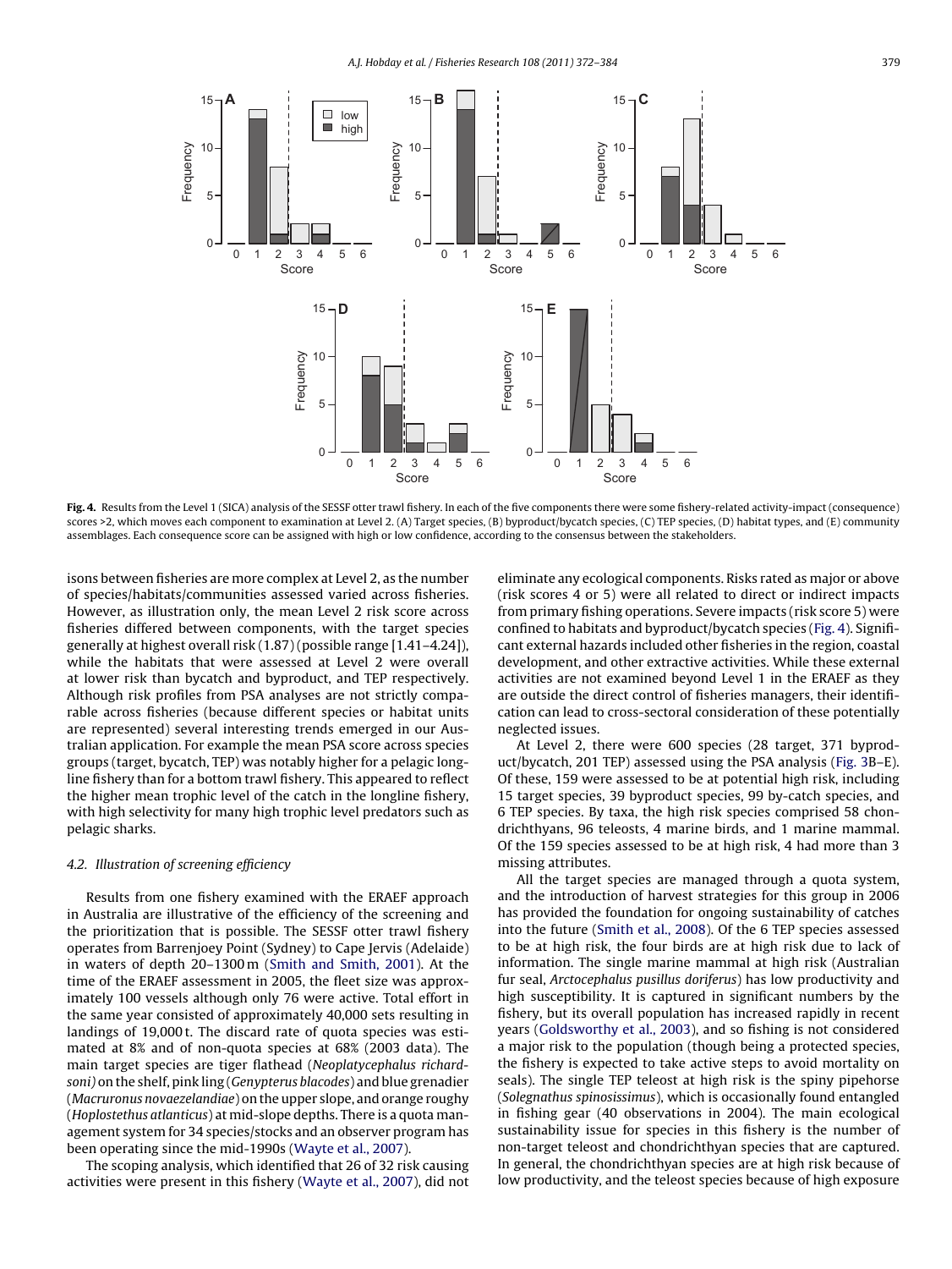**Fig. 4.** Results from the Level 1 (SICA) analysis of the SESSF otter trawl fishery. In each of the five components there were some fishery-related activity-impact (consequence) scores >2, which moves each component to examination at Level 2. (A) Target species, (B) byproduct/bycatch species, (C) TEP species, (D) habitat types, and (E) community assemblages. Each consequence score can be assigned with high or low confidence, according to the consensus between the stakeholders.

isons between fisheries are more complex at Level 2, as the number of species/habitats/communities assessed varied across fisheries. However, as illustration only, the mean Level 2 risk score across fisheries differed between components, with the target species generally at highest overall risk (1.87) (possible range [1.41–4.24]), while the habitats that were assessed at Level 2 were overall at lower risk than bycatch and byproduct, and TEP respectively. Although risk profiles from PSA analyses are not strictly comparable across fisheries (because different species or habitat units are represented) several interesting trends emerged in our Australian application. For example the mean PSA score across species groups (target, bycatch, TEP) was notably higher for a pelagic longline fishery than for a bottom trawl fishery. This appeared to reflect the higher mean trophic level of the catch in the longline fishery, with high selectivity for many high trophic level predators such as pelagic sharks.

### 4.2. Illustration of screening efficiency

Results from one fishery examined with the ERAEF approach in Australia are illustrative of the efficiency of the screening and the prioritization that is possible. The SESSF otter trawl fishery operates from Barrenjoey Point (Sydney) to Cape Jervis (Adelaide) in waters of depth 20–1300 m (Smith and Smith, 2001). At the time of the ERAEF assessment in 2005, the fleet size was approximately 100 vessels although only 76 were active. Total effort in the same year consisted of approximately 40,000 sets resulting in landings of 19,000 t. The discard rate of quota species was estimated at 8% and of non-quota species at 68% (2003 data). The main target species are tiger flathead (*Neoplatycephalus richardsoni*) on the shelf, pink ling (*Genypterus blacodes*) and blue grenadier (*Macruronus novaezelandiae*) on the upper slope, and orange roughy (*Hoplostethus atlanticus*) at mid-slope depths. There is a quota management system for 34 species/stocks and an observer program has been operating since the mid-1990s (Wayte et al., 2007).

The scoping analysis, which identified that 26 of 32 risk causing activities were present in this fishery (Wayte et al., 2007), did not eliminate any ecological components. Risks rated as major or above (risk scores 4 or 5) were all related to direct or indirect impacts from primary fishing operations. Severe impacts (risk score 5) were confined to habitats and byproduct/bycatch species (Fig. 4). Significant external hazards included other fisheries in the region, coastal development, and other extractive activities. While these external activities are not examined beyond Level 1 in the ERAEF as they are outside the direct control of fisheries managers, their identification can lead to cross-sectoral consideration of these potentially neglected issues.

At Level 2, there were 600 species (28 target, 371 byproduct/bycatch, 201 TEP) assessed using the PSA analysis (Fig. 3B–E). Of these, 159 were assessed to be at potential high risk, including 15 target species, 39 byproduct species, 99 by-catch species, and 6 TEP species. By taxa, the high risk species comprised 58 chondrichthyans, 96 teleosts, 4 marine birds, and 1 marine mammal. Of the 159 species assessed to be at high risk, 4 had more than 3 missing attributes.

All the target species are managed through a quota system, and the introduction of harvest strategies for this group in 2006 has provided the foundation for ongoing sustainability of catches into the future (Smith et al., 2008). Of the 6 TEP species assessed to be at high risk, the four birds are at high risk due to lack of information. The single marine mammal at high risk (Australian fur seal, *Arctocephalus pusillus doriferus*) has low productivity and high susceptibility. It is captured in significant numbers by the fishery, but its overall population has increased rapidly in recent years (Goldsworthy et al., 2003), and so fishing is not considered a major risk to the population (though being a protected species, the fishery is expected to take active steps to avoid mortality on seals). The single TEP teleost at high risk is the spiny pipehorse (*Solegnathus spinosissimus*), which is occasionally found entangled in fishing gear (40 observations in 2004). The main ecological sustainability issue for species in this fishery is the number of non-target teleost and chondrichthyan species that are captured. In general, the chondrichthyan species are at high risk because of low productivity, and the teleost species because of high exposure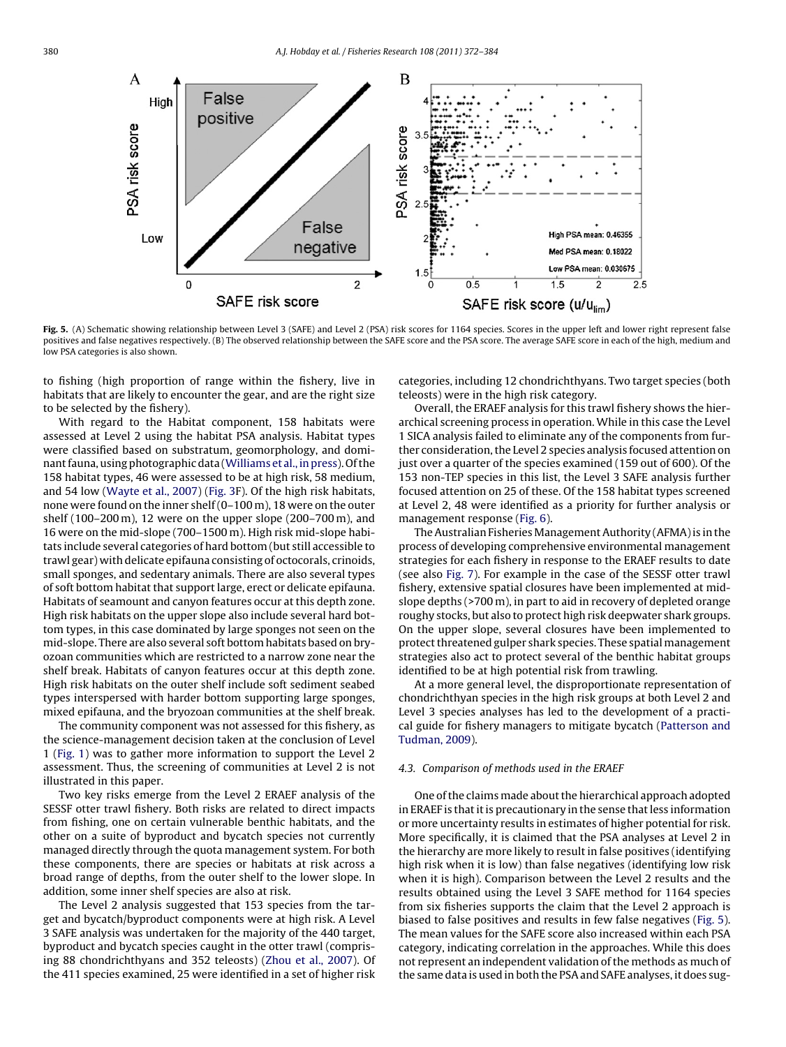Fig. 5. (A) Schematic showing relationship between Level 3 (SAFE) and Level 2 (PSA) risk scores for 1164 species. Scores in the upper left and lower right represent false positives and false negatives respectively. (B) The observed relationship between the SAFE score and the PSA score. The average SAFE score in each of the high, medium and low PSA categories is also shown.

to fishing (high proportion of range within the fishery, live in habitats that are likely to encounter the gear, and are the right size to be selected by the fishery).

With regard to the Habitat component, 158 habitats were assessed at Level 2 using the habitat PSA analysis. Habitat types were classified based on substratum, geomorphology, and dominant fauna, using photographic data (Williams et al., in press). Of the 158 habitat types, 46 were assessed to be at high risk, 58 medium, and 54 low (Wayte et al., 2007) (Fig. 3F). Of the high risk habitats, none were found on the inner shelf (0–100 m), 18 were on the outer shelf (100–200 m), 12 were on the upper slope (200–700 m), and 16 were on the mid-slope (700–1500 m). High risk mid-slope habitats include several categories of hard bottom (but still accessible to trawl gear) with delicate epifauna consisting of octocorals, crinoids, small sponges, and sedentary animals. There are also several types of soft bottom habitat that support large, erect or delicate epifauna. Habitats of seamount and canyon features occur at this depth zone. High risk habitats on the upper slope also include several hard bottom types, in this case dominated by large sponges not seen on the mid-slope. There are also several soft bottom habitats based on bryozoan communities which are restricted to a narrow zone near the shelf break. Habitats of canyon features occur at this depth zone. High risk habitats on the outer shelf include soft sediment seabed types interspersed with harder bottom supporting large sponges, mixed epifauna, and the bryozoan communities at the shelf break.

The community component was not assessed for this fishery, as the science-management decision taken at the conclusion of Level 1 (Fig. 1) was to gather more information to support the Level 2 assessment. Thus, the screening of communities at Level 2 is not illustrated in this paper.

Two key risks emerge from the Level 2 ERAEF analysis of the SESSF otter trawl fishery. Both risks are related to direct impacts from fishing, one on certain vulnerable benthic habitats, and the other on a suite of byproduct and bycatch species not currently managed directly through the quota management system. For both these components, there are species or habitats at risk across a broad range of depths, from the outer shelf to the lower slope. In addition, some inner shelf species are also at risk.

The Level 2 analysis suggested that 153 species from the target and bycatch/byproduct components were at high risk. A Level 3 SAFE analysis was undertaken for the majority of the 440 target, byproduct and bycatch species caught in the otter trawl (comprising 88 chondrichthyans and 352 teleosts) (Zhou et al., 2007). Of the 411 species examined, 25 were identified in a set of higher risk categories, including 12 chondrichthyans. Two target species (both teleosts) were in the high risk category.

Overall, the ERAEF analysis for this trawl fishery shows the hierarchical screening process in operation. While in this case the Level 1 SICA analysis failed to eliminate any of the components from further consideration, the Level 2 species analysis focused attention on just over a quarter of the species examined (159 out of 600). Of the 153 non-TEP species in this list, the Level 3 SAFE analysis further focused attention on 25 of these. Of the 158 habitat types screened at Level 2, 48 were identified as a priority for further analysis or management response (Fig. 6).

The Australian Fisheries Management Authority (AFMA) is in the process of developing comprehensive environmental management strategies for each fishery in response to the ERAEF results to date (see also Fig. 7). For example in the case of the SESSF otter trawl fishery, extensive spatial closures have been implemented at mid-slope depths (>700 m), in part to aid in recovery of depleted orange roughy stocks, but also to protect high risk deepwater shark groups. On the upper slope, several closures have been implemented to protect threatened gulper shark species. These spatial management strategies also act to protect several of the benthic habitat groups identified to be at high potential risk from trawling.

At a more general level, the disproportionate representation of chondrichthyan species in the high risk groups at both Level 2 and Level 3 species analyses has led to the development of a practical guide for fishery managers to mitigate bycatch (Patterson and Tudman, 2009).

### 4.3. Comparison of methods used in the ERAEF

One of the claims made about the hierarchical approach adopted in ERAEF is that it is precautionary in the sense that less information or more uncertainty results in estimates of higher potential for risk. More specifically, it is claimed that the PSA analyses at Level 2 in the hierarchy are more likely to result in false positives (identifying high risk when it is low) than false negatives (identifying low risk when it is high). Comparison between the Level 2 results and the results obtained using the Level 3 SAFE method for 1164 species from six fisheries supports the claim that the Level 2 approach is biased to false positives and results in few false negatives (Fig. 5). The mean values for the SAFE score also increased within each PSA category, indicating correlation in the approaches. While this does not represent an independent validation of the methods as much of the same data is used in both the PSA and SAFE analyses, it does sug-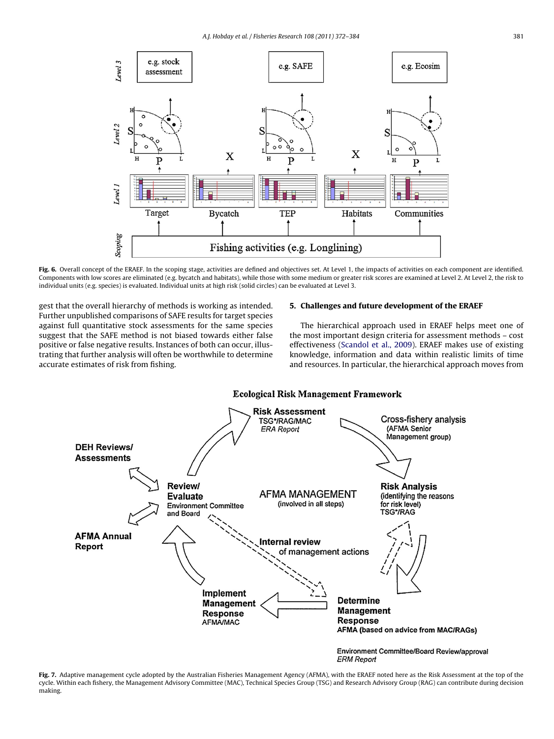Fig. 6. Overall concept of the ERAEF. In the scoping stage, activities are defined and objectives set. At Level 1, the impacts of activities on each component are identified. Components with low scores are eliminated (e.g. bycatch and habitats), while those with some medium or greater risk scores are examined at Level 2. At Level 2, the risk to individual units (e.g. species) is evaluated. Individual units at high risk (solid circles) can be evaluated at Level 3.

gest that the overall hierarchy of methods is working as intended. Further unpublished comparisons of SAFE results for target species against full quantitative stock assessments for the same species suggest that the SAFE method is not biased towards either false positive or false negative results. Instances of both can occur, illustrating that further analysis will often be worthwhile to determine accurate estimates of risk from fishing.

## 5. Challenges and future development of the ERAEF

The hierarchical approach used in ERAEF helps meet one of the most important design criteria for assessment methods – cost effectiveness (Scandol et al., 2009). ERAEF makes use of existing knowledge, information and data within realistic limits of time and resources. In particular, the hierarchical approach moves from

Fig. 7. Adaptive management cycle adopted by the Australian Fisheries Management Agency (AFMA), with the ERAEF noted here as the Risk Assessment at the top of the cycle. Within each fishery, the Management Advisory Committee (MAC), Technical Species Group (TSG) and Research Advisory Group (RAG) can contribute during decision making.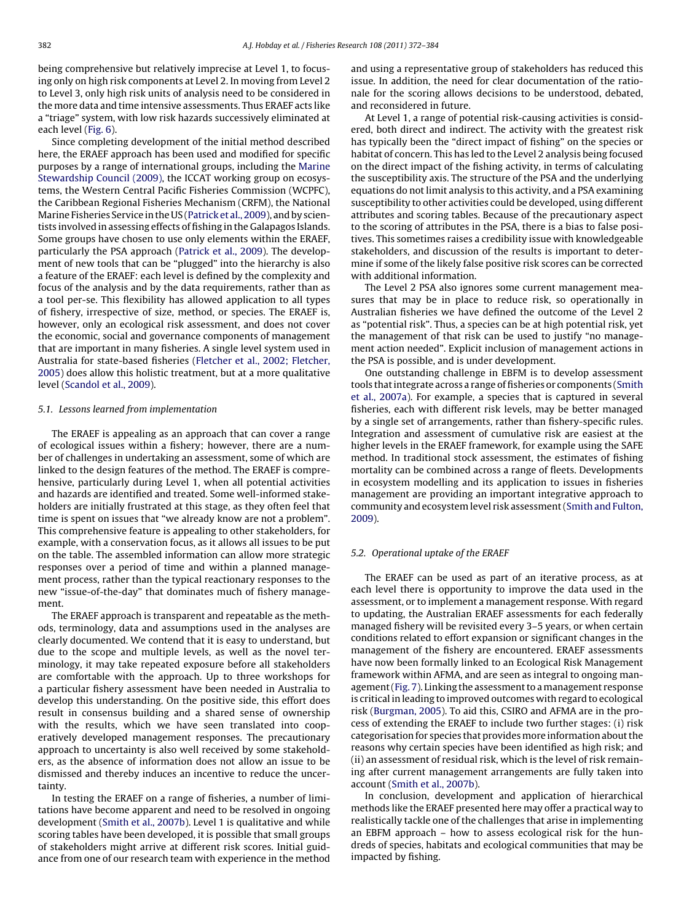being comprehensive but relatively imprecise at Level 1, to focusing only on high risk components at Level 2. In moving from Level 2 to Level 3, only high risk units of analysis need to be considered in the more data and time intensive assessments. Thus ERAEF acts like a "triage" system, with low risk hazards successively eliminated at each level (Fig. 6).

Since completing development of the initial method described here, the ERAEF approach has been used and modified for specific purposes by a range of international groups, including the Marine Stewardship Council (2009), the ICCAT working group on ecosystems, the Western Central Pacific Fisheries Commission (WCPFC), the Caribbean Regional Fisheries Mechanism (CRFM), the National Marine Fisheries Service in the US (Patrick et al., 2009), and by scientists involved in assessing effects of fishing in the Galapagos Islands. Some groups have chosen to use only elements within the ERAEF, particularly the PSA approach (Patrick et al., 2009). The development of new tools that can be "plugged" into the hierarchy is also a feature of the ERAEF: each level is defined by the complexity and focus of the analysis and by the data requirements, rather than as a tool per-se. This flexibility has allowed application to all types of fishery, irrespective of size, method, or species. The ERAEF is, however, only an ecological risk assessment, and does not cover the economic, social and governance components of management that are important in many fisheries. A single level system used in Australia for state-based fisheries (Fletcher et al., 2002; Fletcher, 2005) does allow this holistic treatment, but at a more qualitative level (Scandol et al., 2009).

### 5.1. Lessons learned from implementation

The ERAEF is appealing as an approach that can cover a range of ecological issues within a fishery; however, there are a number of challenges in undertaking an assessment, some of which are linked to the design features of the method. The ERAEF is comprehensive, particularly during Level 1, when all potential activities and hazards are identified and treated. Some well-informed stakeholders are initially frustrated at this stage, as they often feel that time is spent on issues that "we already know are not a problem". This comprehensive feature is appealing to other stakeholders, for example, with a conservation focus, as it allows all issues to be put on the table. The assembled information can allow more strategic responses over a period of time and within a planned management process, rather than the typical reactionary responses to the new "issue-of-the-day" that dominates much of fishery management.

The ERAEF approach is transparent and repeatable as the methods, terminology, data and assumptions used in the analyses are clearly documented. We contend that it is easy to understand, but due to the scope and multiple levels, as well as the novel terminology, it may take repeated exposure before all stakeholders are comfortable with the approach. Up to three workshops for a particular fishery assessment have been needed in Australia to develop this understanding. On the positive side, this effort does result in consensus building and a shared sense of ownership with the results, which we have seen translated into cooperatively developed management responses. The precautionary approach to uncertainty is also well received by some stakeholders, as the absence of information does not allow an issue to be dismissed and thereby induces an incentive to reduce the uncertainty.

In testing the ERAEF on a range of fisheries, a number of limitations have become apparent and need to be resolved in ongoing development (Smith et al., 2007b). Level 1 is qualitative and while scoring tables have been developed, it is possible that small groups of stakeholders might arrive at different risk scores. Initial guidance from one of our research team with experience in the method and using a representative group of stakeholders has reduced this issue. In addition, the need for clear documentation of the rationale for the scoring allows decisions to be understood, debated, and reconsidered in future.

At Level 1, a range of potential risk-causing activities is considered, both direct and indirect. The activity with the greatest risk has typically been the "direct impact of fishing" on the species or habitat of concern. This has led to the Level 2 analysis being focused on the direct impact of the fishing activity, in terms of calculating the susceptibility axis. The structure of the PSA and the underlying equations do not limit analysis to this activity, and a PSA examining susceptibility to other activities could be developed, using different attributes and scoring tables. Because of the precautionary aspect to the scoring of attributes in the PSA, there is a bias to false positives. This sometimes raises a credibility issue with knowledgeable stakeholders, and discussion of the results is important to determine if some of the likely false positive risk scores can be corrected with additional information.

The Level 2 PSA also ignores some current management measures that may be in place to reduce risk, so operationally in Australian fisheries we have defined the outcome of the Level 2 as "potential risk". Thus, a species can be at high potential risk, yet the management of that risk can be used to justify "no management action needed". Explicit inclusion of management actions in the PSA is possible, and is under development.

One outstanding challenge in EBFM is to develop assessment tools that integrate across a range of fisheries or components (Smith et al., 2007a). For example, a species that is captured in several fisheries, each with different risk levels, may be better managed by a single set of arrangements, rather than fishery-specific rules. Integration and assessment of cumulative risk are easiest at the higher levels in the ERAEF framework, for example using the SAFE method. In traditional stock assessment, the estimates of fishing mortality can be combined across a range of fleets. Developments in ecosystem modelling and its application to issues in fisheries management are providing an important integrative approach to community and ecosystem level risk assessment (Smith and Fulton, 2009).

### 5.2. Operational uptake of the ERAEF

The ERAEF can be used as part of an iterative process, as at each level there is opportunity to improve the data used in the assessment, or to implement a management response. With regard to updating, the Australian ERAEF assessments for each federally managed fishery will be revisited every 3–5 years, or when certain conditions related to effort expansion or significant changes in the management of the fishery are encountered. ERAEF assessments have now been formally linked to an Ecological Risk Management framework within AFMA, and are seen as integral to ongoing management (Fig. 7). Linking the assessment to a management response is critical in leading to improved outcomes with regard to ecological risk (Burgman, 2005). To aid this, CSIRO and AFMA are in the process of extending the ERAEF to include two further stages: (i) risk categorisation for species that provides more information about the reasons why certain species have been identified as high risk; and (ii) an assessment of residual risk, which is the level of risk remaining after current management arrangements are fully taken into account (Smith et al., 2007b).

In conclusion, development and application of hierarchical methods like the ERAEF presented here may offer a practical way to realistically tackle one of the challenges that arise in implementing an EBFM approach – how to assess ecological risk for the hundreds of species, habitats and ecological communities that may be impacted by fishing.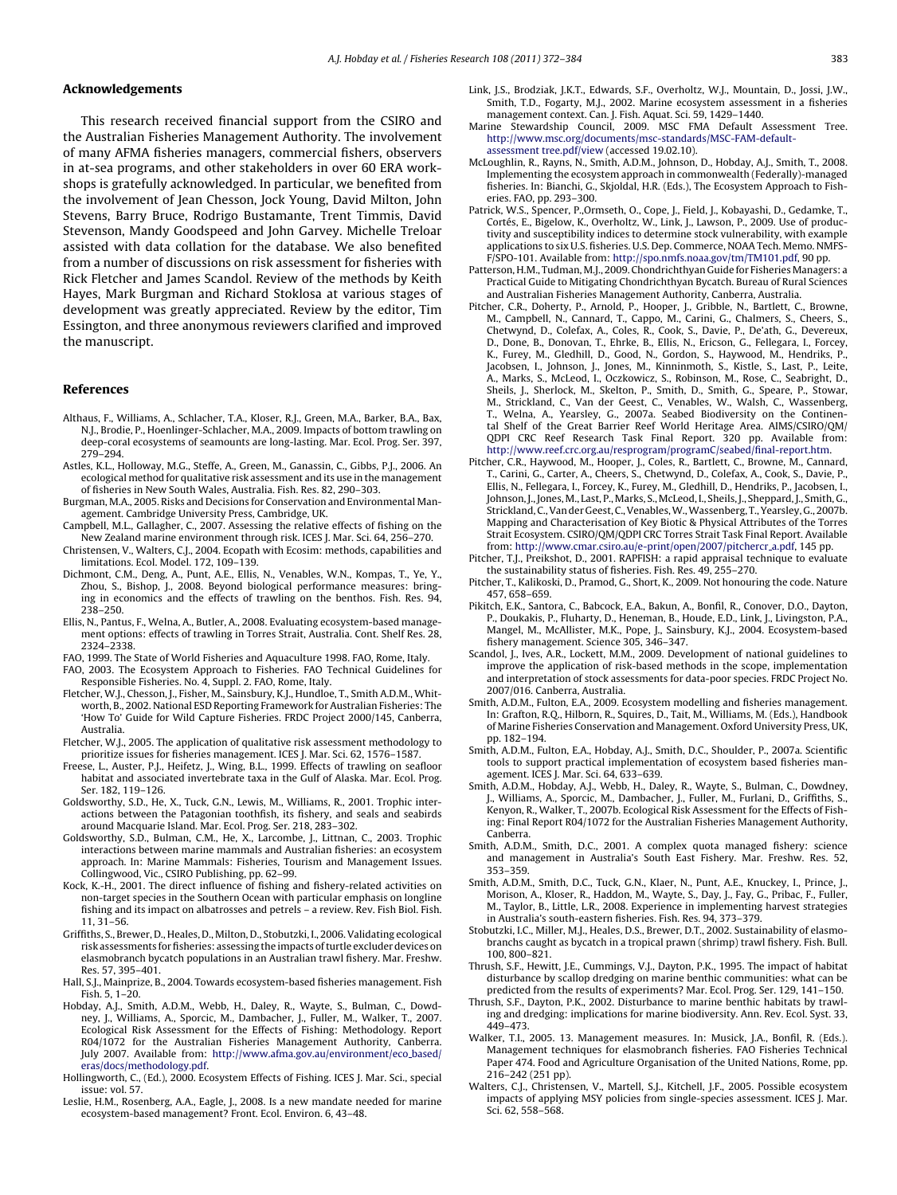## Acknowledgements

This research received financial support from the CSIRO and the Australian Fisheries Management Authority. The involvement of many AFMA fisheries managers, commercial fishers, observers in at-sea programs, and other stakeholders in over 60 ERA workshops is gratefully acknowledged. In particular, we benefited from the involvement of Jean Chesson, Jock Young, David Milton, John Stevens, Barry Bruce, Rodrigo Bustamante, Trent Timmis, David Stevenson, Mandy Goodspeed and John Garvey. Michelle Treloar assisted with data collation for the database. We also benefited from a number of discussions on risk assessment for fisheries with Rick Fletcher and James Scandol. Review of the methods by Keith Hayes, Mark Burgman and Richard Stoklosa at various stages of development was greatly appreciated. Review by the editor, Tim Essington, and three anonymous reviewers clarified and improved the manuscript.

## References

Althaus, F., Williams, A., Schlacher, T.A., Kloser, R.J., Green, M.A., Barker, B.A., Bax, N.J., Brodie, P., Hoenlinger-Schlacher, M.A., 2009. Impacts of bottom trawling on deep-coral ecosystems of seamounts are long-lasting. Mar. Ecol. Prog. Ser. 397, 279–294.

Astles, K.L., Holloway, M.G., Steffe, A., Green, M., Ganassin, C., Gibbs, P.J., 2006. An ecological method for qualitative risk assessment and its use in the management of fisheries in New South Wales, Australia. Fish. Res. 82, 290–303.

Burgman, M.A., 2005. Risks and Decisions for Conservation and Environmental Management. Cambridge University Press, Cambridge, UK.

Campbell, M.L., Gallagher, C., 2007. Assessing the relative effects of fishing on the New Zealand marine environment through risk. ICES J. Mar. Sci. 64, 256–270.

Christensen, V., Walters, C.J., 2004. Ecopath with Ecosim: methods, capabilities and limitations. Ecol. Model. 172, 109–139.

Dichmont, C.M., Deng, A., Punt, A.E., Ellis, N., Venables, W.N., Kompas, T., Ye, Y., Zhou, S., Bishop, J., 2008. Beyond biological performance measures: bringing in economics and the effects of trawling on the benthos. Fish. Res. 94, 238–250.

Ellis, N., Pantus, F., Welna, A., Butler, A., 2008. Evaluating ecosystem-based management options: effects of trawling in Torres Strait, Australia. Cont. Shelf Res. 28, 2324–2338.

FAO, 1999. The State of World Fisheries and Aquaculture 1998. FAO, Rome, Italy.

FAO, 2003. The Ecosystem Approach to Fisheries. FAO Technical Guidelines for Responsible Fisheries. No. 4, Suppl. 2. FAO, Rome, Italy.

Fletcher, W.J., Chesson, J., Fisher, M., Sainsbury, K.J., Hundloe, T., Smith A.D.M., Whitworth, B., 2002. National ESD Reporting Framework for Australian Fisheries: The 'How To' Guide for Wild Capture Fisheries. FRDC Project 2000/145, Canberra, Australia.

Fletcher, W.J., 2005. The application of qualitative risk assessment methodology to prioritize issues for fisheries management. ICES J. Mar. Sci. 62, 1576–1587.

Freese, L., Auster, P.J., Heifetz, J., Wing, B.L., 1999. Effects of trawling on seafloor habitat and associated invertebrate taxa in the Gulf of Alaska. Mar. Ecol. Prog. Ser. 182, 119–126.

Goldsworthy, S.D., He, X., Tuck, G.N., Lewis, M., Williams, R., 2001. Trophic interactions between the Patagonian toothfish, its fishery, and seals and seabirds around Macquarie Island. Mar. Ecol. Prog. Ser. 218, 283–302.

Goldsworthy, S.D., Bulman, C.M., He, X., Larcombe, J., Littnan, C., 2003. Trophic interactions between marine mammals and Australian fisheries: an ecosystem approach. In: Marine Mammals: Fisheries, Tourism and Management Issues. Collingwood, Vic., CSIRO Publishing, pp. 62–99.

Kock, K.-H., 2001. The direct influence of fishing and fishery-related activities on non-target species in the Southern Ocean with particular emphasis on longline fishing and its impact on albatrosses and petrels – a review. Rev. Fish Biol. Fish. 11, 31–56.

Griffiths, S., Brewer, D., Heales, D., Milton, D., Stobutzki, I., 2006. Validating ecological risk assessments for fisheries: assessing the impacts of turtle excluder devices on elasmobranch bycatch populations in an Australian trawl fishery. Mar. Freshw. Res. 57, 395–401.

Hall, S.J., Mainprize, B., 2004. Towards ecosystem-based fisheries management. Fish Fish. 5, 1–20.

Hobday, A.J., Smith, A.D.M., Webb, H., Daley, R., Wayte, S., Bulman, C., Dowdney, J., Williams, A., Sporcic, M., Dambacher, J., Fuller, M., Walker, T., 2007. Ecological Risk Assessment for the Effects of Fishing: Methodology. Report R04/1072 for the Australian Fisheries Management Authority, Canberra. July 2007. Available from: http://www.afma.gov.au/environment/eco_based/eras/docs/methodology.pdf.

Hollingworth, C., (Ed.), 2000. Ecosystem Effects of Fishing. ICES J. Mar. Sci., special issue: vol. 57.

Leslie, H.M., Rosenberg, A.A., Eagle, J., 2008. Is a new mandate needed for marine ecosystem-based management? Front. Ecol. Environ. 6, 43–48.

Link, J.S., Brodziak, J.K.T., Edwards, S.F., Overholtz, W.J., Mountain, D., Jossi, J.W., Smith, T.D., Fogarty, M.J., 2002. Marine ecosystem assessment in a fisheries management context. Can. J. Fish. Aquat. Sci. 59, 1429–1440.

Marine Stewardship Council, 2009. MSC FMA Default Assessment Tree. http://www.msc.org/documents/msc-standards/MSC-FAM-default-assessment tree.pdf/view (accessed 19.02.10).

McLoughlin, R., Rayns, N., Smith, A.D.M., Johnson, D., Hobday, A.J., Smith, T., 2008. Implementing the ecosystem approach in commonwealth (Federally)-managed fisheries. In: Bianchi, G., Skjoldal, H.R. (Eds.), The Ecosystem Approach to Fisheries. FAO, pp. 293–300.

Patrick, W.S., Spencer, P.,Ormseth, O., Cope, J., Field, J., Kobayashi, D., Gedamke, T., Cortés, E., Bigelow, K., Overholtz, W., Link, J., Lawson, P., 2009. Use of productivity and susceptibility indices to determine stock vulnerability, with example applications to six U.S. fisheries. U.S. Dep. Commerce, NOAA Tech. Memo. NMFS-F/SPO-101. Available from: http://spo.nmfs.noaa.gov/tm/TM101.pdf, 90 pp.

Patterson, H.M., Tudman, M.J., 2009. Chondrichthyan Guide for Fisheries Managers: a Practical Guide to Mitigating Chondrichthyan Bycatch. Bureau of Rural Sciences and Australian Fisheries Management Authority, Canberra, Australia.

Pitcher, C.R., Doherty, P., Arnold, P., Hooper, J., Gribble, N., Bartlett, C., Browne, M., Campbell, N., Cannard, T., Cappo, M., Carini, G., Chalmers, S., Cheers, S., Chetwynd, D., Colefax, A., Coles, R., Cook, S., Davie, P., De'ath, G., Devereux, D., Done, B., Donovan, T., Ehrke, B., Ellis, N., Ericson, G., Fellegara, I., Forcey, K., Furey, M., Gledhill, D., Good, N., Gordon, S., Haywood, M., Hendriks, P., Jacobsen, I., Johnson, J., Jones, M., Kinninmoth, S., Kistle, S., Last, P., Leite, A., Marks, S., McLeod, I., Oczkowicz, S., Robinson, M., Rose, C., Seabright, D., Sheils, J., Sherlock, M., Skelton, P., Smith, D., Smith, G., Speare, P., Stowar, M., Strickland, C., Van der Geest, C., Venables, W., Walsh, C., Wassenberg, T., Welna, A., Yearsley, G., 2007a. Seabed Biodiversity on the Continental Shelf of the Great Barrier Reef World Heritage Area. AIMS/CSIRO/QM/QDPI CRC Reef Research Task Final Report. 320 pp. Available from: http://www.reef.crc.org.au/resprogram/programC/seabed/final-report.htm.

Pitcher, C.R., Haywood, M., Hooper, J., Coles, R., Bartlett, C., Browne, M., Cannard, T., Carini, G., Carter, A., Cheers, S., Chetwynd, D., Colefax, A., Cook, S., Davie, P., Ellis, N., Fellegara, I., Forcey, K., Furey, M., Gledhill, D., Hendriks, P., Jacobsen, I., Johnson, J., Jones, M., Last, P., Marks, S., McLeod, I., Sheils, J., Sheppard, J., Smith, G., Strickland, C., Van der Geest, C., Venables, W., Wassenberg, T., Yearsley, G., 2007b. Mapping and Characterisation of Key Biotic & Physical Attributes of the Torres Strait Ecosystem. CSIRO/QM/QDPI CRC Torres Strait Task Final Report. Available from: http://www.cmar.csiro.au/e-print/open/2007/pitchercr_a.pdf, 145 pp.

Pitcher, T., Preikshot, D., 2001. RAPFISH: a rapid appraisal technique to evaluate the sustainability status of fisheries. Fish. Res. 49, 255–270.

Pitcher, T., Kalikoski, D., Pramod, G., Short, K., 2009. Not honouring the code. Nature 457, 658–659.

Pikitch, E.K., Santora, C., Babcock, E.A., Bakun, A., Bonfil, R., Conover, D.O., Dayton, P., Doukakis, P., Fluharty, D., Heneman, B., Houde, E.D., Link, J., Livingston, P.A., Mangel, M., McAllister, M.K., Pope, J., Sainsbury, K.J., 2004. Ecosystem-based fishery management. Science 305, 346–347.

Scandol, J., Ives, A.R., Lockett, M.M., 2009. Development of national guidelines to improve the application of risk-based methods in the scope, implementation and interpretation of stock assessments for data-poor species. FRDC Project No. 2007/016. Canberra, Australia.

Smith, A.D.M., Fulton, E.A., 2009. Ecosystem modelling and fisheries management. In: Grafton, R.Q., Hilborn, R., Squires, D., Tait, M., Williams, M. (Eds.), Handbook of Marine Fisheries Conservation and Management. Oxford University Press, UK, pp. 182–194.

Smith, A.D.M., Fulton, E.A., Hobday, A.J., Smith, D.C., Shoulder, P., 2007a. Scientific tools to support practical implementation of ecosystem based fisheries management. ICES J. Mar. Sci. 64, 633–639.

Smith, A.D.M., Hobday, A.J., Webb, H., Daley, R., Wayte, S., Bulman, C., Dowdney, J., Williams, A., Sporcic, M., Dambacher, J., Fuller, M., Furlani, D., Griffiths, S., Kenyon, R., Walker, T., 2007b. Ecological Risk Assessment for the Effects of Fishing: Final Report R04/1072 for the Australian Fisheries Management Authority, Canberra.

Smith, A.D.M., Smith, D.C., 2001. A complex quota managed fishery: science and management in Australia's South East Fishery. Mar. Freshw. Res. 52, 353–359.

Smith, A.D.M., Smith, D.C., Tuck, G.N., Klaer, N., Punt, A.E., Knuckey, I., Prince, J., Morison, A., Kloser, R., Haddon, M., Wayte, S., Day, J., Fay, G., Pribac, F., Fuller, M., Taylor, B., Little, L.R., 2008. Experience in implementing harvest strategies in Australia's south-eastern fisheries. Fish. Res. 94, 373–379.

Stobutzki, I.C., Miller, M.J., Heales, D.S., Brewer, D.T., 2002. Sustainability of elasmobranchs caught as bycatch in a tropical prawn (shrimp) trawl fishery. Fish. Bull. 100, 800–821.

Thrush, S.F., Hewitt, J.E., Cummings, V.J., Dayton, P.K., 1995. The impact of habitat disturbance by scallop dredging on marine benthic communities: what can be predicted from the results of experiments? Mar. Ecol. Prog. Ser. 129, 141–150.

Thrush, S.F., Dayton, P.K., 2002. Disturbance to marine benthic habitats by trawling and dredging: implications for marine biodiversity. Ann. Rev. Ecol. Syst. 33, 449–473.

Walker, T.I., 2005. 13. Management measures. In: Musick, J.A., Bonfil, R. (Eds.). Management techniques for elasmobranch fisheries. FAO Fisheries Technical Paper 474. Food and Agriculture Organisation of the United Nations, Rome, pp. 216–242 (251 pp).

Walters, C.J., Christensen, V., Martell, S.J., Kitchell, J.F., 2005. Possible ecosystem impacts of applying MSY policies from single-species assessment. ICES J. Mar. Sci. 62, 558–568.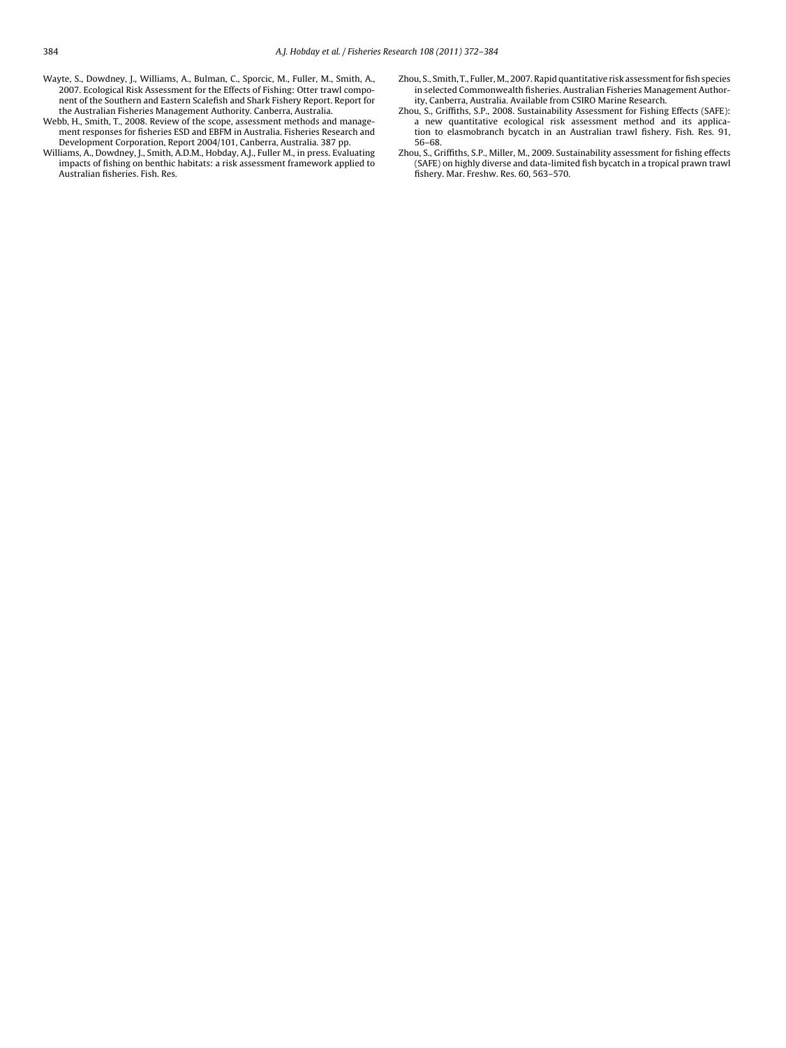Wayte, S., Dowdney, J., Williams, A., Bulman, C., Sporcic, M., Fuller, M., Smith, A., 2007. Ecological Risk Assessment for the Effects of Fishing: Otter trawl component of the Southern and Eastern Scalefish and Shark Fishery Report. Report for the Australian Fisheries Management Authority. Canberra, Australia.

Webb, H., Smith, T., 2008. Review of the scope, assessment methods and management responses for fisheries ESD and EBFM in Australia. Fisheries Research and Development Corporation, Report 2004/101, Canberra, Australia. 387 pp.

Williams, A., Dowdney, J., Smith, A.D.M., Hobday, A.J., Fuller M., in press. Evaluating impacts of fishing on benthic habitats: a risk assessment framework applied to Australian fisheries. Fish. Res.

Zhou, S., Smith, T., Fuller, M., 2007. Rapid quantitative risk assessment for fish species in selected Commonwealth fisheries. Australian Fisheries Management Authority, Canberra, Australia. Available from CSIRO Marine Research.

Zhou, S., Griffiths, S.P., 2008. Sustainability Assessment for Fishing Effects (SAFE): a new quantitative ecological risk assessment method and its application to elasmobranch bycatch in an Australian trawl fishery. Fish. Res. 91, 56–68.

Zhou, S., Griffiths, S.P., Miller, M., 2009. Sustainability assessment for fishing effects (SAFE) on highly diverse and data-limited fish bycatch in a tropical prawn trawl fishery. Mar. Freshw. Res. 60, 563–570.